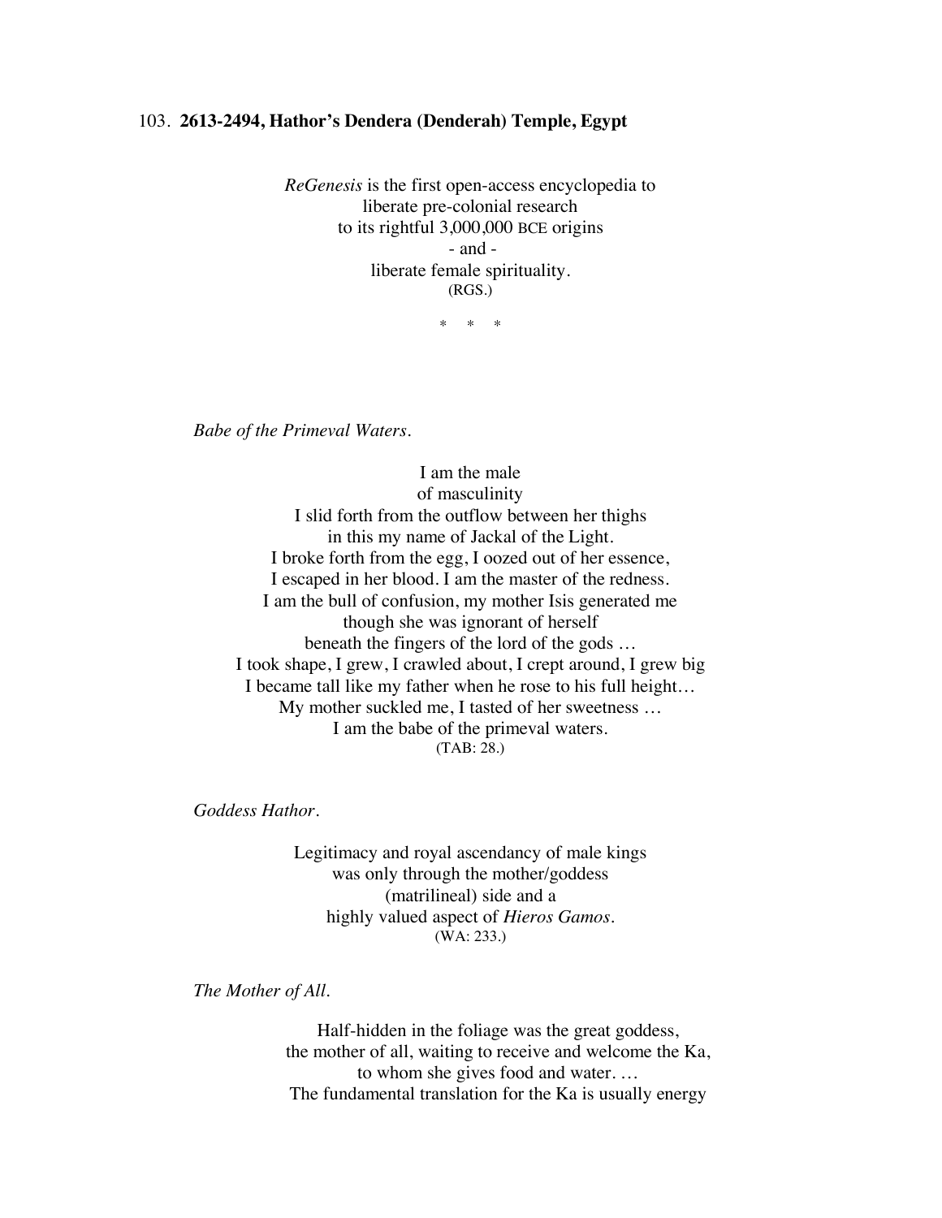103. **2613-2494, Hathor's Dendera (Denderah) Temple, Egypt**

*ReGenesis* is the first open-access encyclopedia to
liberate pre-colonial research
to its rightful 3,000,000 BCE origins
\- and -
liberate female spirituality.
(RGS.)

\*   \*   \*

*Babe of the Primeval Waters.*

I am the male
of masculinity
I slid forth from the outflow between her thighs
in this my name of Jackal of the Light.
I broke forth from the egg, I oozed out of her essence,
I escaped in her blood. I am the master of the redness.
I am the bull of confusion, my mother Isis generated me
though she was ignorant of herself
beneath the fingers of the lord of the gods …
I took shape, I grew, I crawled about, I crept around, I grew big
I became tall like my father when he rose to his full height…
My mother suckled me, I tasted of her sweetness …
I am the babe of the primeval waters.
(TAB: 28.)

*Goddess Hathor.*

Legitimacy and royal ascendancy of male kings
was only through the mother/goddess
(matrilineal) side and a
highly valued aspect of *Hieros Gamos*.
(WA: 233.)

*The Mother of All.*

Half-hidden in the foliage was the great goddess,
the mother of all, waiting to receive and welcome the Ka,
to whom she gives food and water. …
The fundamental translation for the Ka is usually energy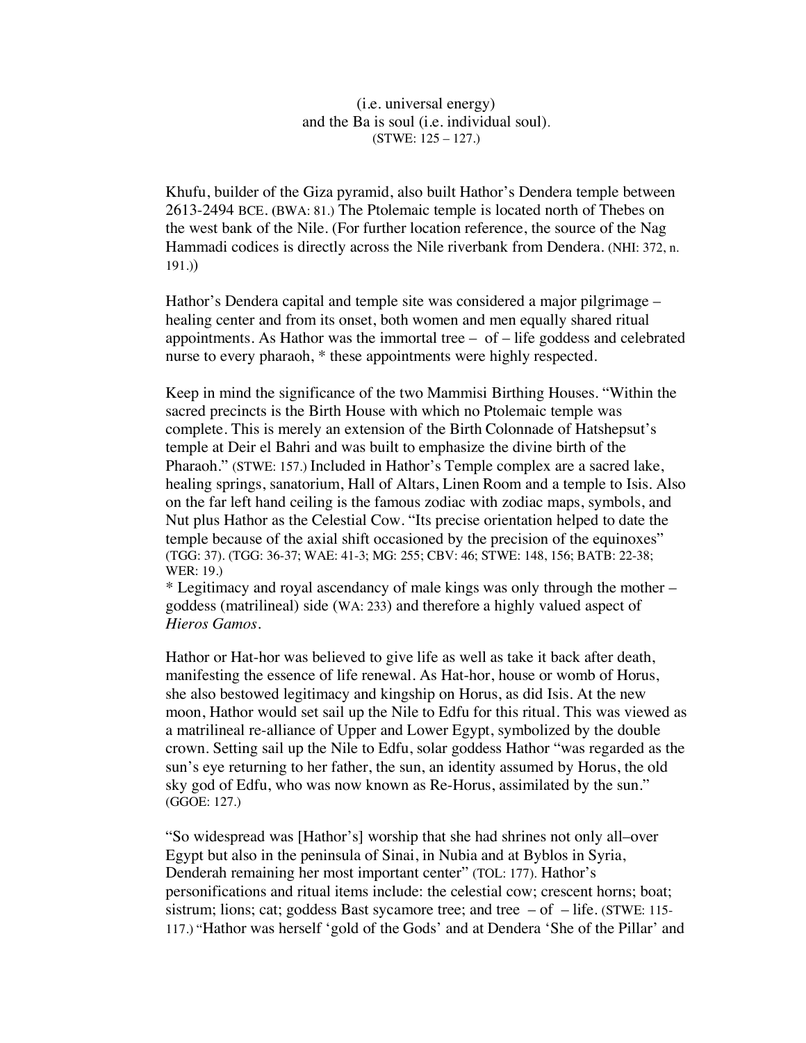(i.e. universal energy)
and the Ba is soul (i.e. individual soul).
(STWE: 125 – 127.)

Khufu, builder of the Giza pyramid, also built Hathor's Dendera temple between 2613-2494 BCE. (BWA: 81.) The Ptolemaic temple is located north of Thebes on the west bank of the Nile. (For further location reference, the source of the Nag Hammadi codices is directly across the Nile riverbank from Dendera. (NHI: 372, n. 191.))

Hathor's Dendera capital and temple site was considered a major pilgrimage – healing center and from its onset, both women and men equally shared ritual appointments. As Hathor was the immortal tree – of – life goddess and celebrated nurse to every pharaoh, * these appointments were highly respected.

Keep in mind the significance of the two Mammisi Birthing Houses. "Within the sacred precincts is the Birth House with which no Ptolemaic temple was complete. This is merely an extension of the Birth Colonnade of Hatshepsut's temple at Deir el Bahri and was built to emphasize the divine birth of the Pharaoh." (STWE: 157.) Included in Hathor's Temple complex are a sacred lake, healing springs, sanatorium, Hall of Altars, Linen Room and a temple to Isis. Also on the far left hand ceiling is the famous zodiac with zodiac maps, symbols, and Nut plus Hathor as the Celestial Cow. "Its precise orientation helped to date the temple because of the axial shift occasioned by the precision of the equinoxes" (TGG: 37). (TGG: 36-37; WAE: 41-3; MG: 255; CBV: 46; STWE: 148, 156; BATB: 22-38; WER: 19.)
* Legitimacy and royal ascendancy of male kings was only through the mother – goddess (matrilineal) side (WA: 233) and therefore a highly valued aspect of *Hieros Gamos*.

Hathor or Hat-hor was believed to give life as well as take it back after death, manifesting the essence of life renewal. As Hat-hor, house or womb of Horus, she also bestowed legitimacy and kingship on Horus, as did Isis. At the new moon, Hathor would set sail up the Nile to Edfu for this ritual. This was viewed as a matrilineal re-alliance of Upper and Lower Egypt, symbolized by the double crown. Setting sail up the Nile to Edfu, solar goddess Hathor "was regarded as the sun's eye returning to her father, the sun, an identity assumed by Horus, the old sky god of Edfu, who was now known as Re-Horus, assimilated by the sun." (GGOE: 127.)

"So widespread was [Hathor's] worship that she had shrines not only all–over Egypt but also in the peninsula of Sinai, in Nubia and at Byblos in Syria, Denderah remaining her most important center" (TOL: 177). Hathor's personifications and ritual items include: the celestial cow; crescent horns; boat; sistrum; lions; cat; goddess Bast sycamore tree; and tree – of – life. (STWE: 115-117.) "Hathor was herself 'gold of the Gods' and at Dendera 'She of the Pillar' and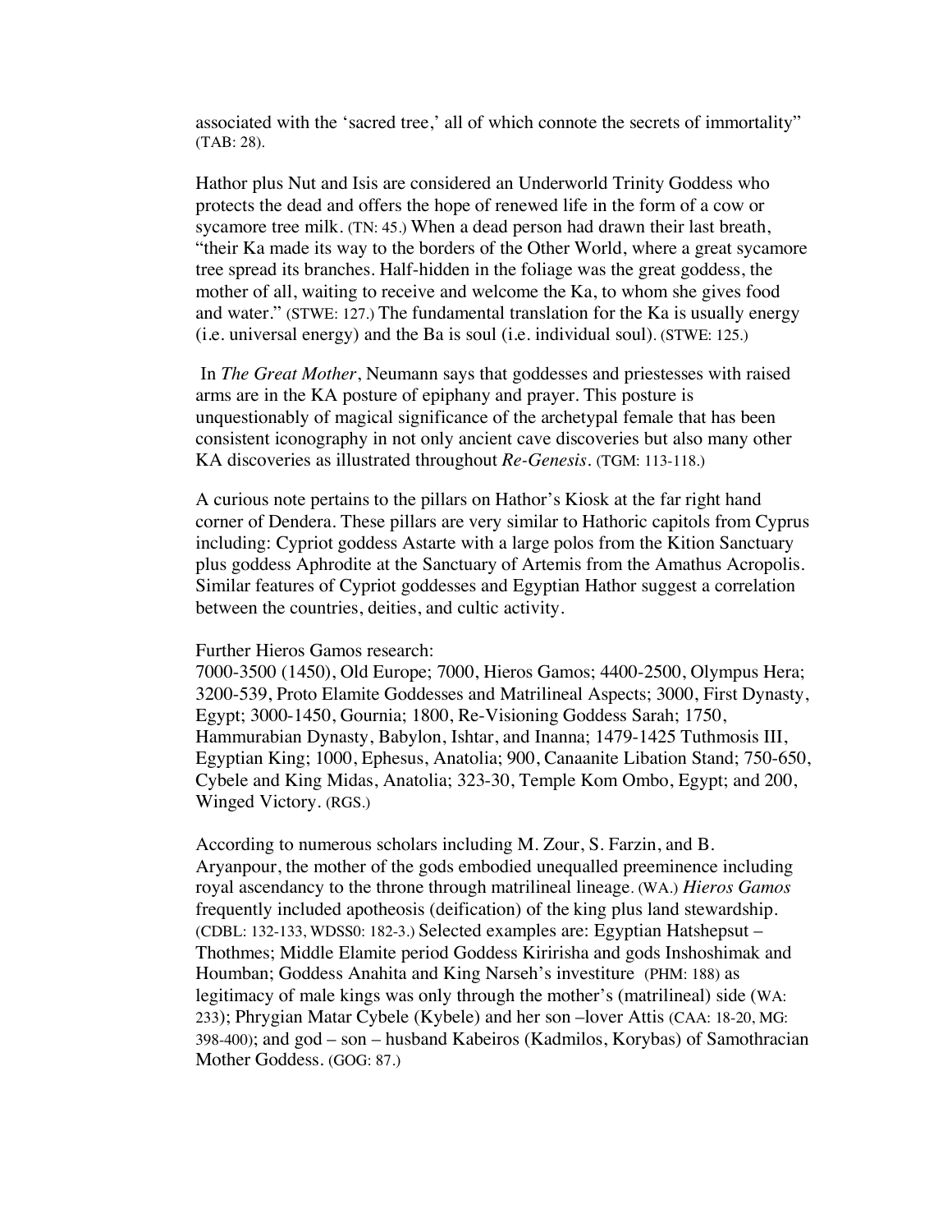associated with the 'sacred tree,' all of which connote the secrets of immortality" (TAB: 28).

Hathor plus Nut and Isis are considered an Underworld Trinity Goddess who protects the dead and offers the hope of renewed life in the form of a cow or sycamore tree milk. (TN: 45.) When a dead person had drawn their last breath, "their Ka made its way to the borders of the Other World, where a great sycamore tree spread its branches. Half-hidden in the foliage was the great goddess, the mother of all, waiting to receive and welcome the Ka, to whom she gives food and water." (STWE: 127.) The fundamental translation for the Ka is usually energy (i.e. universal energy) and the Ba is soul (i.e. individual soul). (STWE: 125.)

In *The Great Mother*, Neumann says that goddesses and priestesses with raised arms are in the KA posture of epiphany and prayer. This posture is unquestionably of magical significance of the archetypal female that has been consistent iconography in not only ancient cave discoveries but also many other KA discoveries as illustrated throughout *Re-Genesis*. (TGM: 113-118.)

A curious note pertains to the pillars on Hathor's Kiosk at the far right hand corner of Dendera. These pillars are very similar to Hathoric capitols from Cyprus including: Cypriot goddess Astarte with a large polos from the Kition Sanctuary plus goddess Aphrodite at the Sanctuary of Artemis from the Amathus Acropolis. Similar features of Cypriot goddesses and Egyptian Hathor suggest a correlation between the countries, deities, and cultic activity.

Further Hieros Gamos research:
7000-3500 (1450), Old Europe; 7000, Hieros Gamos; 4400-2500, Olympus Hera; 3200-539, Proto Elamite Goddesses and Matrilineal Aspects; 3000, First Dynasty, Egypt; 3000-1450, Gournia; 1800, Re-Visioning Goddess Sarah; 1750, Hammurabian Dynasty, Babylon, Ishtar, and Inanna; 1479-1425 Tuthmosis III, Egyptian King; 1000, Ephesus, Anatolia; 900, Canaanite Libation Stand; 750-650, Cybele and King Midas, Anatolia; 323-30, Temple Kom Ombo, Egypt; and 200, Winged Victory. (RGS.)

According to numerous scholars including M. Zour, S. Farzin, and B. Aryanpour, the mother of the gods embodied unequalled preeminence including royal ascendancy to the throne through matrilineal lineage. (WA.) *Hieros Gamos* frequently included apotheosis (deification) of the king plus land stewardship. (CDBL: 132-133, WDSS0: 182-3.) Selected examples are: Egyptian Hatshepsut – Thothmes; Middle Elamite period Goddess Kiririsha and gods Inshoshimak and Houmban; Goddess Anahita and King Narseh's investiture (PHM: 188) as legitimacy of male kings was only through the mother's (matrilineal) side (WA: 233); Phrygian Matar Cybele (Kybele) and her son –lover Attis (CAA: 18-20, MG: 398-400); and god – son – husband Kabeiros (Kadmilos, Korybas) of Samothracian Mother Goddess. (GOG: 87.)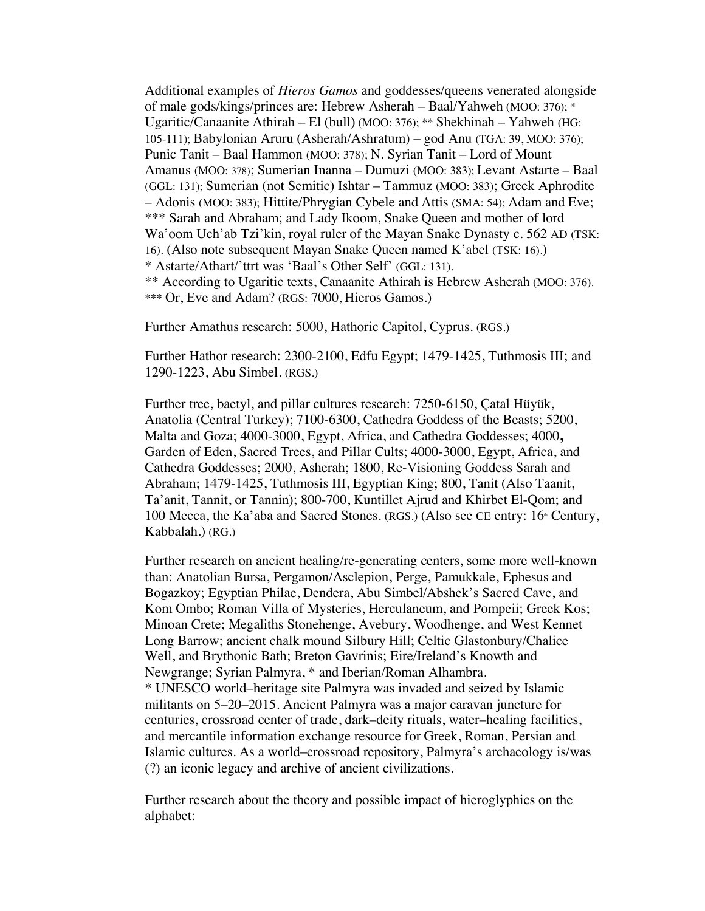Additional examples of *Hieros Gamos* and goddesses/queens venerated alongside of male gods/kings/princes are: Hebrew Asherah – Baal/Yahweh (MOO: 376); * Ugaritic/Canaanite Athirah – El (bull) (MOO: 376); ** Shekhinah – Yahweh (HG: 105-111); Babylonian Aruru (Asherah/Ashratum) – god Anu (TGA: 39, MOO: 376); Punic Tanit – Baal Hammon (MOO: 378); N. Syrian Tanit – Lord of Mount Amanus (MOO: 378); Sumerian Inanna – Dumuzi (MOO: 383); Levant Astarte – Baal (GGL: 131); Sumerian (not Semitic) Ishtar – Tammuz (MOO: 383); Greek Aphrodite – Adonis (MOO: 383); Hittite/Phrygian Cybele and Attis (SMA: 54); Adam and Eve; *** Sarah and Abraham; and Lady Ikoom, Snake Queen and mother of lord Wa'oom Uch'ab Tzi'kin, royal ruler of the Mayan Snake Dynasty c. 562 AD (TSK: 16). (Also note subsequent Mayan Snake Queen named K'abel (TSK: 16).)
* Astarte/Athart/'ttrt was 'Baal's Other Self' (GGL: 131).
** According to Ugaritic texts, Canaanite Athirah is Hebrew Asherah (MOO: 376).
*** Or, Eve and Adam? (RGS: 7000, Hieros Gamos.)

Further Amathus research: 5000, Hathoric Capitol, Cyprus. (RGS.)

Further Hathor research: 2300-2100, Edfu Egypt; 1479-1425, Tuthmosis III; and 1290-1223, Abu Simbel. (RGS.)

Further tree, baetyl, and pillar cultures research: 7250-6150, Çatal Hüyük, Anatolia (Central Turkey); 7100-6300, Cathedra Goddess of the Beasts; 5200, Malta and Goza; 4000-3000, Egypt, Africa, and Cathedra Goddesses; 4000**,** Garden of Eden, Sacred Trees, and Pillar Cults; 4000-3000, Egypt, Africa, and Cathedra Goddesses; 2000, Asherah; 1800, Re-Visioning Goddess Sarah and Abraham; 1479-1425, Tuthmosis III, Egyptian King; 800, Tanit (Also Taanit, Ta'anit, Tannit, or Tannin); 800-700, Kuntillet Ajrud and Khirbet El-Qom; and 100 Mecca, the Ka'aba and Sacred Stones. (RGS.) (Also see CE entry: 16th Century, Kabbalah.) (RG.)

Further research on ancient healing/re-generating centers, some more well-known than: Anatolian Bursa, Pergamon/Asclepion, Perge, Pamukkale, Ephesus and Bogazkoy; Egyptian Philae, Dendera, Abu Simbel/Abshek's Sacred Cave, and Kom Ombo; Roman Villa of Mysteries, Herculaneum, and Pompeii; Greek Kos; Minoan Crete; Megaliths Stonehenge, Avebury, Woodhenge, and West Kennet Long Barrow; ancient chalk mound Silbury Hill; Celtic Glastonbury/Chalice Well, and Brythonic Bath; Breton Gavrinis; Eire/Ireland's Knowth and Newgrange; Syrian Palmyra, * and Iberian/Roman Alhambra.
* UNESCO world–heritage site Palmyra was invaded and seized by Islamic militants on 5–20–2015. Ancient Palmyra was a major caravan juncture for centuries, crossroad center of trade, dark–deity rituals, water–healing facilities, and mercantile information exchange resource for Greek, Roman, Persian and Islamic cultures. As a world–crossroad repository, Palmyra's archaeology is/was (?) an iconic legacy and archive of ancient civilizations.

Further research about the theory and possible impact of hieroglyphics on the alphabet: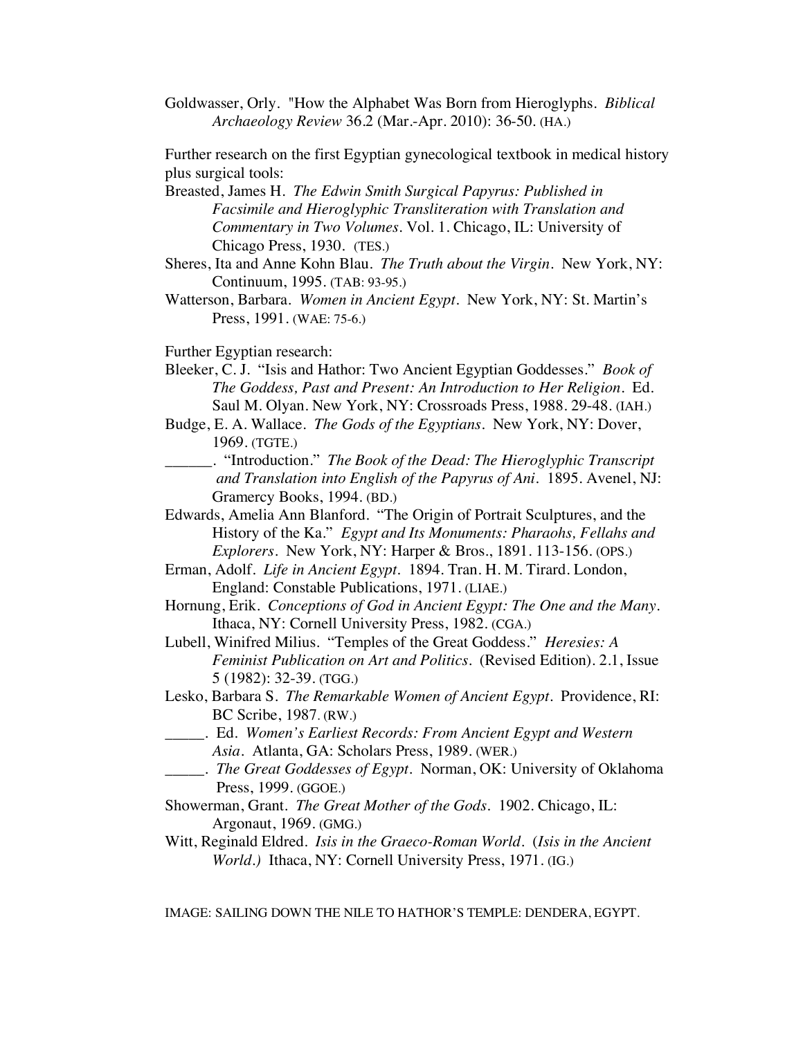Goldwasser, Orly. "How the Alphabet Was Born from Hieroglyphs. *Biblical Archaeology Review* 36.2 (Mar.-Apr. 2010): 36-50. (HA.)

Further research on the first Egyptian gynecological textbook in medical history plus surgical tools:

Breasted, James H. *The Edwin Smith Surgical Papyrus: Published in Facsimile and Hieroglyphic Transliteration with Translation and Commentary in Two Volumes*. Vol. 1. Chicago, IL: University of Chicago Press, 1930. (TES.)

Sheres, Ita and Anne Kohn Blau. *The Truth about the Virgin*. New York, NY: Continuum, 1995. (TAB: 93-95.)

Watterson, Barbara. *Women in Ancient Egypt*. New York, NY: St. Martin's Press, 1991. (WAE: 75-6.)

Further Egyptian research:

Bleeker, C. J. "Isis and Hathor: Two Ancient Egyptian Goddesses." *Book of The Goddess, Past and Present: An Introduction to Her Religion*. Ed. Saul M. Olyan. New York, NY: Crossroads Press, 1988. 29-48. (IAH.)

Budge, E. A. Wallace. *The Gods of the Egyptians*. New York, NY: Dover, 1969. (TGTE.)

______. "Introduction." *The Book of the Dead: The Hieroglyphic Transcript and Translation into English of the Papyrus of Ani*. 1895. Avenel, NJ: Gramercy Books, 1994. (BD.)

Edwards, Amelia Ann Blanford. "The Origin of Portrait Sculptures, and the History of the Ka." *Egypt and Its Monuments: Pharaohs, Fellahs and Explorers*. New York, NY: Harper & Bros., 1891. 113-156. (OPS.)

Erman, Adolf. *Life in Ancient Egypt*. 1894. Tran. H. M. Tirard. London, England: Constable Publications, 1971. (LIAE.)

Hornung, Erik. *Conceptions of God in Ancient Egypt: The One and the Many*. Ithaca, NY: Cornell University Press, 1982. (CGA.)

Lubell, Winifred Milius. "Temples of the Great Goddess." *Heresies: A Feminist Publication on Art and Politics*. (Revised Edition). 2.1, Issue 5 (1982): 32-39. (TGG.)

Lesko, Barbara S. *The Remarkable Women of Ancient Egypt*. Providence, RI: BC Scribe, 1987. (RW.)

_____. Ed. *Women's Earliest Records: From Ancient Egypt and Western Asia*. Atlanta, GA: Scholars Press, 1989. (WER.)

_____. *The Great Goddesses of Egypt*. Norman, OK: University of Oklahoma Press, 1999. (GGOE.)

Showerman, Grant. *The Great Mother of the Gods*. 1902. Chicago, IL: Argonaut, 1969. (GMG.)

Witt, Reginald Eldred. *Isis in the Graeco-Roman World*. (*Isis in the Ancient World.)* Ithaca, NY: Cornell University Press, 1971. (IG.)

IMAGE: SAILING DOWN THE NILE TO HATHOR'S TEMPLE: DENDERA, EGYPT.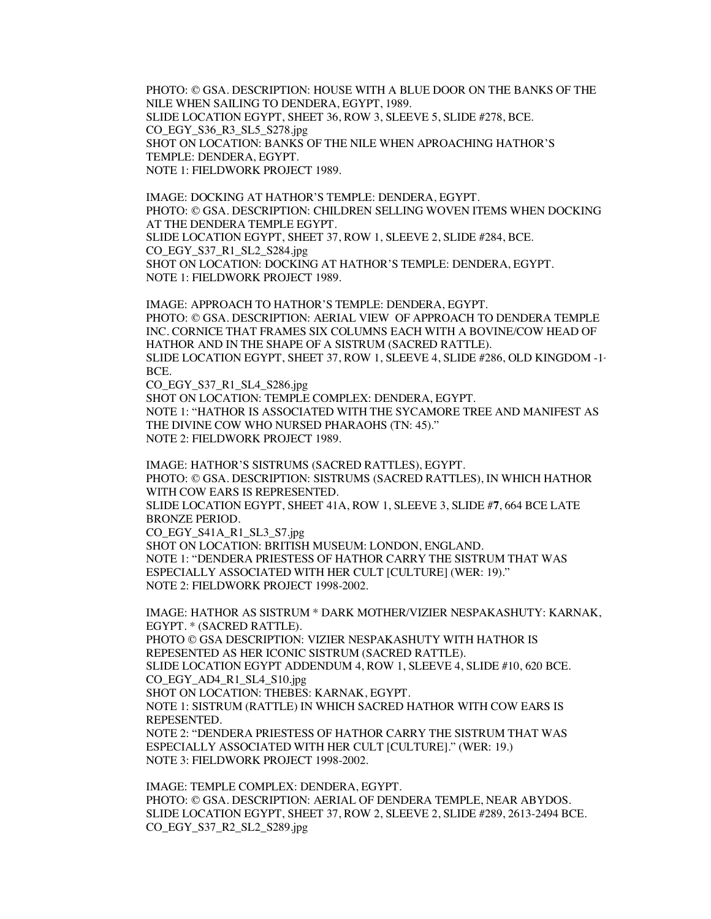PHOTO: © GSA. DESCRIPTION: HOUSE WITH A BLUE DOOR ON THE BANKS OF THE NILE WHEN SAILING TO DENDERA, EGYPT, 1989.
SLIDE LOCATION EGYPT, SHEET 36, ROW 3, SLEEVE 5, SLIDE #278, BCE.
CO_EGY_S36_R3_SL5_S278.jpg
SHOT ON LOCATION: BANKS OF THE NILE WHEN APROACHING HATHOR'S TEMPLE: DENDERA, EGYPT.
NOTE 1: FIELDWORK PROJECT 1989.

IMAGE: DOCKING AT HATHOR'S TEMPLE: DENDERA, EGYPT.
PHOTO: © GSA. DESCRIPTION: CHILDREN SELLING WOVEN ITEMS WHEN DOCKING AT THE DENDERA TEMPLE EGYPT.
SLIDE LOCATION EGYPT, SHEET 37, ROW 1, SLEEVE 2, SLIDE #284, BCE.
CO_EGY_S37_R1_SL2_S284.jpg
SHOT ON LOCATION: DOCKING AT HATHOR'S TEMPLE: DENDERA, EGYPT.
NOTE 1: FIELDWORK PROJECT 1989.

IMAGE: APPROACH TO HATHOR'S TEMPLE: DENDERA, EGYPT.
PHOTO: © GSA. DESCRIPTION: AERIAL VIEW OF APPROACH TO DENDERA TEMPLE INC. CORNICE THAT FRAMES SIX COLUMNS EACH WITH A BOVINE/COW HEAD OF HATHOR AND IN THE SHAPE OF A SISTRUM (SACRED RATTLE).
SLIDE LOCATION EGYPT, SHEET 37, ROW 1, SLEEVE 4, SLIDE #286, OLD KINGDOM -1 BCE.
CO_EGY_S37_R1_SL4_S286.jpg
SHOT ON LOCATION: TEMPLE COMPLEX: DENDERA, EGYPT.
NOTE 1: "HATHOR IS ASSOCIATED WITH THE SYCAMORE TREE AND MANIFEST AS THE DIVINE COW WHO NURSED PHARAOHS (TN: 45)."
NOTE 2: FIELDWORK PROJECT 1989.

IMAGE: HATHOR'S SISTRUMS (SACRED RATTLES), EGYPT.
PHOTO: © GSA. DESCRIPTION: SISTRUMS (SACRED RATTLES), IN WHICH HATHOR WITH COW EARS IS REPRESENTED.
SLIDE LOCATION EGYPT, SHEET 41A, ROW 1, SLEEVE 3, SLIDE #**7**, 664 BCE LATE BRONZE PERIOD.
CO_EGY_S41A_R1_SL3_S7.jpg
SHOT ON LOCATION: BRITISH MUSEUM: LONDON, ENGLAND.
NOTE 1: "DENDERA PRIESTESS OF HATHOR CARRY THE SISTRUM THAT WAS ESPECIALLY ASSOCIATED WITH HER CULT [CULTURE] (WER: 19)."
NOTE 2: FIELDWORK PROJECT 1998-2002.

IMAGE: HATHOR AS SISTRUM * DARK MOTHER/VIZIER NESPAKASHUTY: KARNAK, EGYPT. * (SACRED RATTLE).
PHOTO © GSA DESCRIPTION: VIZIER NESPAKASHUTY WITH HATHOR IS REPESENTED AS HER ICONIC SISTRUM (SACRED RATTLE).
SLIDE LOCATION EGYPT ADDENDUM 4, ROW 1, SLEEVE 4, SLIDE #10, 620 BCE.
CO_EGY_AD4_R1_SL4_S10.jpg
SHOT ON LOCATION: THEBES: KARNAK, EGYPT.
NOTE 1: SISTRUM (RATTLE) IN WHICH SACRED HATHOR WITH COW EARS IS REPESENTED.
NOTE 2: "DENDERA PRIESTESS OF HATHOR CARRY THE SISTRUM THAT WAS ESPECIALLY ASSOCIATED WITH HER CULT [CULTURE]." (WER: 19.)
NOTE 3: FIELDWORK PROJECT 1998-2002.

IMAGE: TEMPLE COMPLEX: DENDERA, EGYPT.
PHOTO: © GSA. DESCRIPTION: AERIAL OF DENDERA TEMPLE, NEAR ABYDOS.
SLIDE LOCATION EGYPT, SHEET 37, ROW 2, SLEEVE 2, SLIDE #289, 2613-2494 BCE.
CO_EGY_S37_R2_SL2_S289.jpg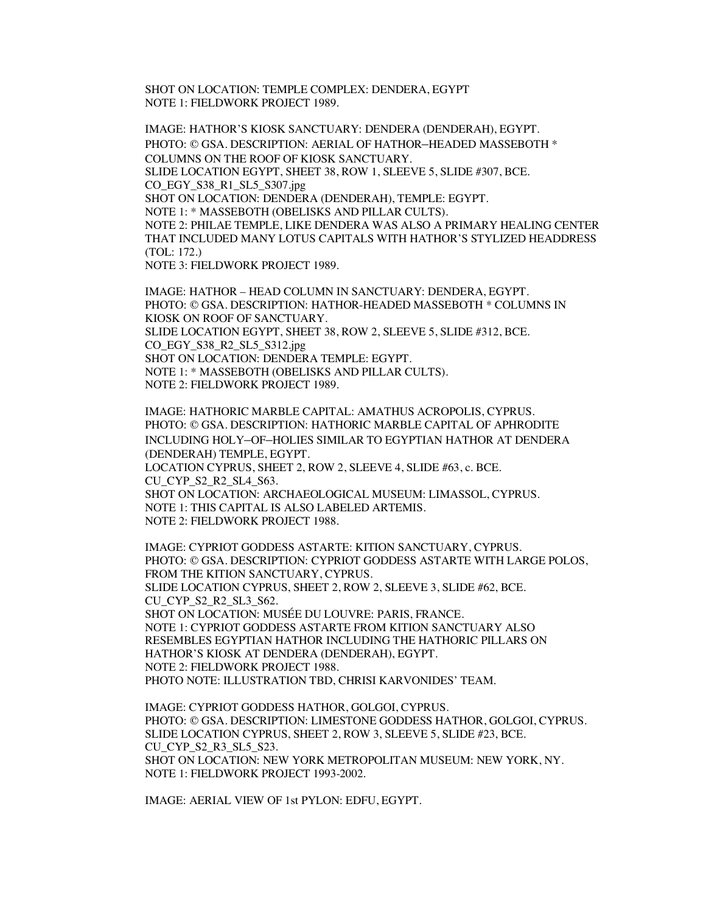SHOT ON LOCATION: TEMPLE COMPLEX: DENDERA, EGYPT
NOTE 1: FIELDWORK PROJECT 1989.

IMAGE: HATHOR'S KIOSK SANCTUARY: DENDERA (DENDERAH), EGYPT.
PHOTO: © GSA. DESCRIPTION: AERIAL OF HATHOR–HEADED MASSEBOTH * COLUMNS ON THE ROOF OF KIOSK SANCTUARY.
SLIDE LOCATION EGYPT, SHEET 38, ROW 1, SLEEVE 5, SLIDE #307, BCE.
CO_EGY_S38_R1_SL5_S307.jpg
SHOT ON LOCATION: DENDERA (DENDERAH), TEMPLE: EGYPT.
NOTE 1: * MASSEBOTH (OBELISKS AND PILLAR CULTS).
NOTE 2: PHILAE TEMPLE, LIKE DENDERA WAS ALSO A PRIMARY HEALING CENTER THAT INCLUDED MANY LOTUS CAPITALS WITH HATHOR'S STYLIZED HEADDRESS (TOL: 172.)
NOTE 3: FIELDWORK PROJECT 1989.

IMAGE: HATHOR – HEAD COLUMN IN SANCTUARY: DENDERA, EGYPT.
PHOTO: © GSA. DESCRIPTION: HATHOR-HEADED MASSEBOTH * COLUMNS IN KIOSK ON ROOF OF SANCTUARY.
SLIDE LOCATION EGYPT, SHEET 38, ROW 2, SLEEVE 5, SLIDE #312, BCE.
CO_EGY_S38_R2_SL5_S312.jpg
SHOT ON LOCATION: DENDERA TEMPLE: EGYPT.
NOTE 1: * MASSEBOTH (OBELISKS AND PILLAR CULTS).
NOTE 2: FIELDWORK PROJECT 1989.

IMAGE: HATHORIC MARBLE CAPITAL: AMATHUS ACROPOLIS, CYPRUS.
PHOTO: © GSA. DESCRIPTION: HATHORIC MARBLE CAPITAL OF APHRODITE INCLUDING HOLY–OF–HOLIES SIMILAR TO EGYPTIAN HATHOR AT DENDERA (DENDERAH) TEMPLE, EGYPT.
LOCATION CYPRUS, SHEET 2, ROW 2, SLEEVE 4, SLIDE #63, c. BCE.
CU_CYP_S2_R2_SL4_S63.
SHOT ON LOCATION: ARCHAEOLOGICAL MUSEUM: LIMASSOL, CYPRUS.
NOTE 1: THIS CAPITAL IS ALSO LABELED ARTEMIS.
NOTE 2: FIELDWORK PROJECT 1988.

IMAGE: CYPRIOT GODDESS ASTARTE: KITION SANCTUARY, CYPRUS.
PHOTO: © GSA. DESCRIPTION: CYPRIOT GODDESS ASTARTE WITH LARGE POLOS, FROM THE KITION SANCTUARY, CYPRUS.
SLIDE LOCATION CYPRUS, SHEET 2, ROW 2, SLEEVE 3, SLIDE #62, BCE.
CU_CYP_S2_R2_SL3_S62.
SHOT ON LOCATION: MUSÉE DU LOUVRE: PARIS, FRANCE.
NOTE 1: CYPRIOT GODDESS ASTARTE FROM KITION SANCTUARY ALSO RESEMBLES EGYPTIAN HATHOR INCLUDING THE HATHORIC PILLARS ON HATHOR'S KIOSK AT DENDERA (DENDERAH), EGYPT.
NOTE 2: FIELDWORK PROJECT 1988.
PHOTO NOTE: ILLUSTRATION TBD, CHRISI KARVONIDES' TEAM.

IMAGE: CYPRIOT GODDESS HATHOR, GOLGOI, CYPRUS.
PHOTO: © GSA. DESCRIPTION: LIMESTONE GODDESS HATHOR, GOLGOI, CYPRUS.
SLIDE LOCATION CYPRUS, SHEET 2, ROW 3, SLEEVE 5, SLIDE #23, BCE.
CU_CYP_S2_R3_SL5_S23.
SHOT ON LOCATION: NEW YORK METROPOLITAN MUSEUM: NEW YORK, NY.
NOTE 1: FIELDWORK PROJECT 1993-2002.

IMAGE: AERIAL VIEW OF 1st PYLON: EDFU, EGYPT.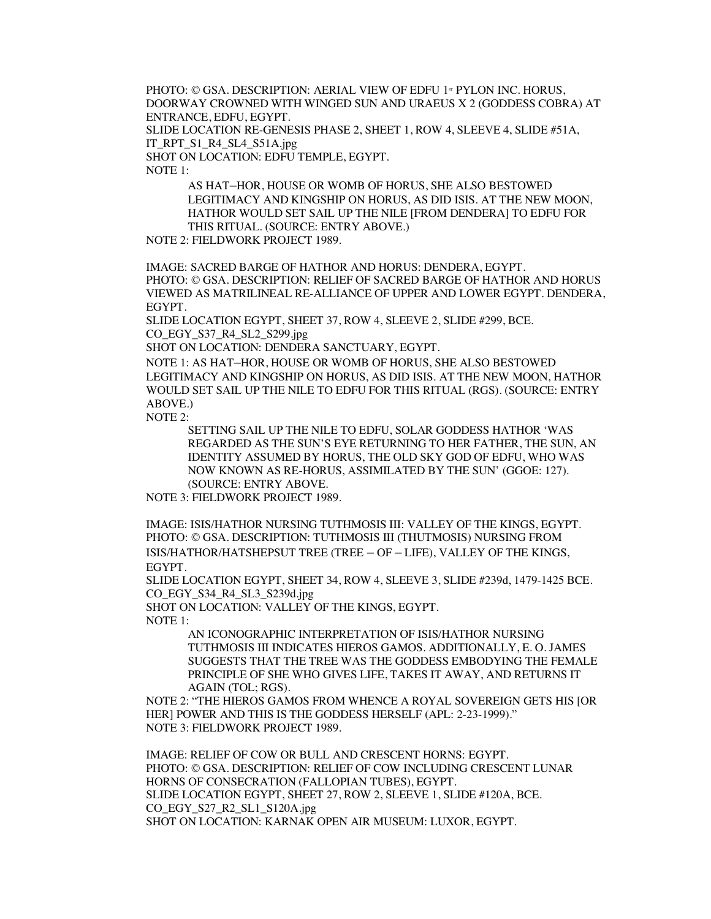PHOTO: © GSA. DESCRIPTION: AERIAL VIEW OF EDFU 1ST PYLON INC. HORUS, DOORWAY CROWNED WITH WINGED SUN AND URAEUS X 2 (GODDESS COBRA) AT ENTRANCE, EDFU, EGYPT.
SLIDE LOCATION RE-GENESIS PHASE 2, SHEET 1, ROW 4, SLEEVE 4, SLIDE #51A, IT_RPT_S1_R4_SL4_S51A.jpg
SHOT ON LOCATION: EDFU TEMPLE, EGYPT.
NOTE 1:

> AS HAT–HOR, HOUSE OR WOMB OF HORUS, SHE ALSO BESTOWED LEGITIMACY AND KINGSHIP ON HORUS, AS DID ISIS. AT THE NEW MOON, HATHOR WOULD SET SAIL UP THE NILE [FROM DENDERA] TO EDFU FOR THIS RITUAL. (SOURCE: ENTRY ABOVE.)

NOTE 2: FIELDWORK PROJECT 1989.

IMAGE: SACRED BARGE OF HATHOR AND HORUS: DENDERA, EGYPT.
PHOTO: © GSA. DESCRIPTION: RELIEF OF SACRED BARGE OF HATHOR AND HORUS VIEWED AS MATRILINEAL RE-ALLIANCE OF UPPER AND LOWER EGYPT. DENDERA, EGYPT.
SLIDE LOCATION EGYPT, SHEET 37, ROW 4, SLEEVE 2, SLIDE #299, BCE.
CO_EGY_S37_R4_SL2_S299.jpg
SHOT ON LOCATION: DENDERA SANCTUARY, EGYPT.
NOTE 1: AS HAT–HOR, HOUSE OR WOMB OF HORUS, SHE ALSO BESTOWED LEGITIMACY AND KINGSHIP ON HORUS, AS DID ISIS. AT THE NEW MOON, HATHOR WOULD SET SAIL UP THE NILE TO EDFU FOR THIS RITUAL (RGS). (SOURCE: ENTRY ABOVE.)
NOTE 2:

> SETTING SAIL UP THE NILE TO EDFU, SOLAR GODDESS HATHOR 'WAS REGARDED AS THE SUN'S EYE RETURNING TO HER FATHER, THE SUN, AN IDENTITY ASSUMED BY HORUS, THE OLD SKY GOD OF EDFU, WHO WAS NOW KNOWN AS RE-HORUS, ASSIMILATED BY THE SUN' (GGOE: 127). (SOURCE: ENTRY ABOVE.

NOTE 3: FIELDWORK PROJECT 1989.

IMAGE: ISIS/HATHOR NURSING TUTHMOSIS III: VALLEY OF THE KINGS, EGYPT.
PHOTO: © GSA. DESCRIPTION: TUTHMOSIS III (THUTMOSIS) NURSING FROM ISIS/HATHOR/HATSHEPSUT TREE (TREE – OF – LIFE), VALLEY OF THE KINGS, EGYPT.
SLIDE LOCATION EGYPT, SHEET 34, ROW 4, SLEEVE 3, SLIDE #239d, 1479-1425 BCE.
CO_EGY_S34_R4_SL3_S239d.jpg
SHOT ON LOCATION: VALLEY OF THE KINGS, EGYPT.
NOTE 1:

> AN ICONOGRAPHIC INTERPRETATION OF ISIS/HATHOR NURSING TUTHMOSIS III INDICATES HIEROS GAMOS. ADDITIONALLY, E. O. JAMES SUGGESTS THAT THE TREE WAS THE GODDESS EMBODYING THE FEMALE PRINCIPLE OF SHE WHO GIVES LIFE, TAKES IT AWAY, AND RETURNS IT AGAIN (TOL; RGS).

NOTE 2: "THE HIEROS GAMOS FROM WHENCE A ROYAL SOVEREIGN GETS HIS [OR HER] POWER AND THIS IS THE GODDESS HERSELF (APL: 2-23-1999)."
NOTE 3: FIELDWORK PROJECT 1989.

IMAGE: RELIEF OF COW OR BULL AND CRESCENT HORNS: EGYPT.
PHOTO: © GSA. DESCRIPTION: RELIEF OF COW INCLUDING CRESCENT LUNAR HORNS OF CONSECRATION (FALLOPIAN TUBES), EGYPT.
SLIDE LOCATION EGYPT, SHEET 27, ROW 2, SLEEVE 1, SLIDE #120A, BCE.
CO_EGY_S27_R2_SL1_S120A.jpg
SHOT ON LOCATION: KARNAK OPEN AIR MUSEUM: LUXOR, EGYPT.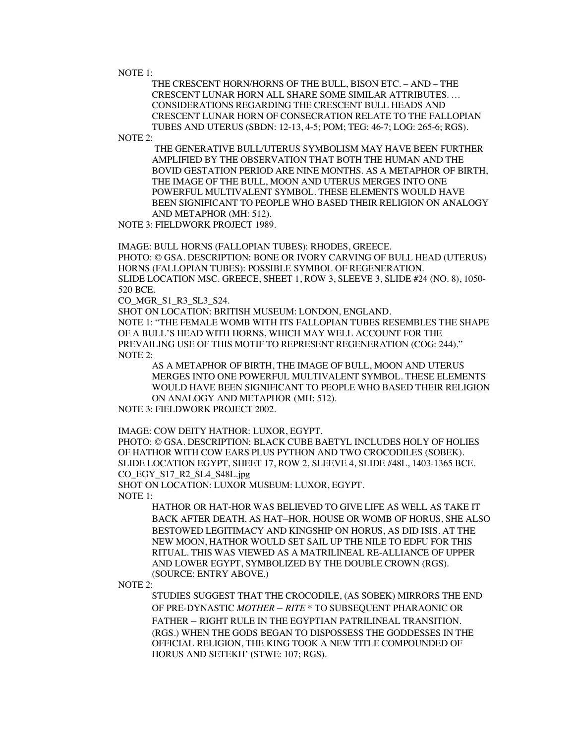NOTE 1:

THE CRESCENT HORN/HORNS OF THE BULL, BISON ETC. – AND – THE CRESCENT LUNAR HORN ALL SHARE SOME SIMILAR ATTRIBUTES. … CONSIDERATIONS REGARDING THE CRESCENT BULL HEADS AND CRESCENT LUNAR HORN OF CONSECRATION RELATE TO THE FALLOPIAN TUBES AND UTERUS (SBDN: 12-13, 4-5; POM; TEG: 46-7; LOG: 265-6; RGS).

NOTE 2:

THE GENERATIVE BULL/UTERUS SYMBOLISM MAY HAVE BEEN FURTHER AMPLIFIED BY THE OBSERVATION THAT BOTH THE HUMAN AND THE BOVID GESTATION PERIOD ARE NINE MONTHS. AS A METAPHOR OF BIRTH, THE IMAGE OF THE BULL, MOON AND UTERUS MERGES INTO ONE POWERFUL MULTIVALENT SYMBOL. THESE ELEMENTS WOULD HAVE BEEN SIGNIFICANT TO PEOPLE WHO BASED THEIR RELIGION ON ANALOGY AND METAPHOR (MH: 512).

NOTE 3: FIELDWORK PROJECT 1989.

IMAGE: BULL HORNS (FALLOPIAN TUBES): RHODES, GREECE.
PHOTO: © GSA. DESCRIPTION: BONE OR IVORY CARVING OF BULL HEAD (UTERUS) HORNS (FALLOPIAN TUBES): POSSIBLE SYMBOL OF REGENERATION.
SLIDE LOCATION MSC. GREECE, SHEET 1, ROW 3, SLEEVE 3, SLIDE #24 (NO. 8), 1050-520 BCE.
CO_MGR_S1_R3_SL3_S24.
SHOT ON LOCATION: BRITISH MUSEUM: LONDON, ENGLAND.
NOTE 1: "THE FEMALE WOMB WITH ITS FALLOPIAN TUBES RESEMBLES THE SHAPE OF A BULL'S HEAD WITH HORNS, WHICH MAY WELL ACCOUNT FOR THE PREVAILING USE OF THIS MOTIF TO REPRESENT REGENERATION (COG: 244)."
NOTE 2:

AS A METAPHOR OF BIRTH, THE IMAGE OF BULL, MOON AND UTERUS MERGES INTO ONE POWERFUL MULTIVALENT SYMBOL. THESE ELEMENTS WOULD HAVE BEEN SIGNIFICANT TO PEOPLE WHO BASED THEIR RELIGION ON ANALOGY AND METAPHOR (MH: 512).

NOTE 3: FIELDWORK PROJECT 2002.

IMAGE: COW DEITY HATHOR: LUXOR, EGYPT.
PHOTO: © GSA. DESCRIPTION: BLACK CUBE BAETYL INCLUDES HOLY OF HOLIES OF HATHOR WITH COW EARS PLUS PYTHON AND TWO CROCODILES (SOBEK).
SLIDE LOCATION EGYPT, SHEET 17, ROW 2, SLEEVE 4, SLIDE #48L, 1403-1365 BCE.
CO_EGY_S17_R2_SL4_S48L.jpg
SHOT ON LOCATION: LUXOR MUSEUM: LUXOR, EGYPT.
NOTE 1:

HATHOR OR HAT-HOR WAS BELIEVED TO GIVE LIFE AS WELL AS TAKE IT BACK AFTER DEATH. AS HAT–HOR, HOUSE OR WOMB OF HORUS, SHE ALSO BESTOWED LEGITIMACY AND KINGSHIP ON HORUS, AS DID ISIS. AT THE NEW MOON, HATHOR WOULD SET SAIL UP THE NILE TO EDFU FOR THIS RITUAL. THIS WAS VIEWED AS A MATRILINEAL RE-ALLIANCE OF UPPER AND LOWER EGYPT, SYMBOLIZED BY THE DOUBLE CROWN (RGS). (SOURCE: ENTRY ABOVE.)

NOTE 2:

STUDIES SUGGEST THAT THE CROCODILE, (AS SOBEK) MIRRORS THE END OF PRE-DYNASTIC *MOTHER – RITE* * TO SUBSEQUENT PHARAONIC OR FATHER – RIGHT RULE IN THE EGYPTIAN PATRILINEAL TRANSITION. (RGS.) WHEN THE GODS BEGAN TO DISPOSSESS THE GODDESSES IN THE OFFICIAL RELIGION, THE KING TOOK A NEW TITLE COMPOUNDED OF HORUS AND SETEKH' (STWE: 107; RGS).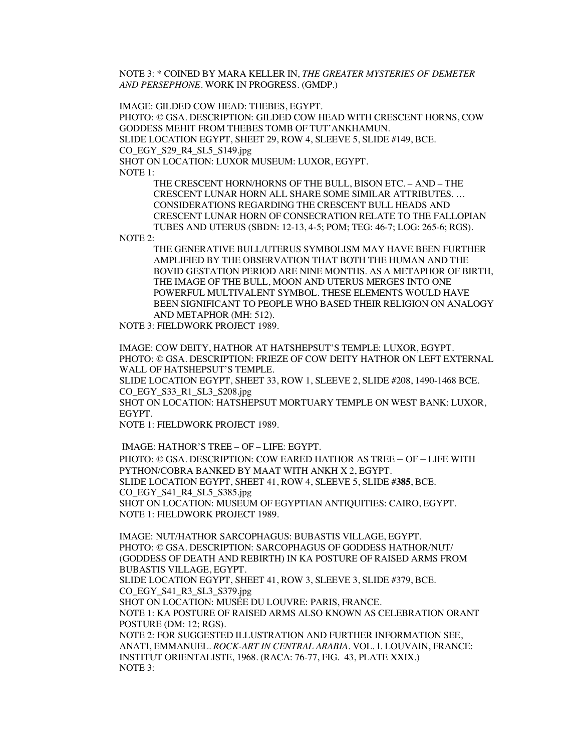NOTE 3: * COINED BY MARA KELLER IN, *THE GREATER MYSTERIES OF DEMETER AND PERSEPHONE*. WORK IN PROGRESS. (GMDP.)

IMAGE: GILDED COW HEAD: THEBES, EGYPT.
PHOTO: © GSA. DESCRIPTION: GILDED COW HEAD WITH CRESCENT HORNS, COW GODDESS MEHIT FROM THEBES TOMB OF TUT'ANKHAMUN.
SLIDE LOCATION EGYPT, SHEET 29, ROW 4, SLEEVE 5, SLIDE #149, BCE.
CO_EGY_S29_R4_SL5_S149.jpg
SHOT ON LOCATION: LUXOR MUSEUM: LUXOR, EGYPT.
NOTE 1:

> THE CRESCENT HORN/HORNS OF THE BULL, BISON ETC. – AND – THE CRESCENT LUNAR HORN ALL SHARE SOME SIMILAR ATTRIBUTES. … CONSIDERATIONS REGARDING THE CRESCENT BULL HEADS AND CRESCENT LUNAR HORN OF CONSECRATION RELATE TO THE FALLOPIAN TUBES AND UTERUS (SBDN: 12-13, 4-5; POM; TEG: 46-7; LOG: 265-6; RGS).

NOTE 2:

> THE GENERATIVE BULL/UTERUS SYMBOLISM MAY HAVE BEEN FURTHER AMPLIFIED BY THE OBSERVATION THAT BOTH THE HUMAN AND THE BOVID GESTATION PERIOD ARE NINE MONTHS. AS A METAPHOR OF BIRTH, THE IMAGE OF THE BULL, MOON AND UTERUS MERGES INTO ONE POWERFUL MULTIVALENT SYMBOL. THESE ELEMENTS WOULD HAVE BEEN SIGNIFICANT TO PEOPLE WHO BASED THEIR RELIGION ON ANALOGY AND METAPHOR (MH: 512).

NOTE 3: FIELDWORK PROJECT 1989.

IMAGE: COW DEITY, HATHOR AT HATSHEPSUT'S TEMPLE: LUXOR, EGYPT.
PHOTO: © GSA. DESCRIPTION: FRIEZE OF COW DEITY HATHOR ON LEFT EXTERNAL WALL OF HATSHEPSUT'S TEMPLE.
SLIDE LOCATION EGYPT, SHEET 33, ROW 1, SLEEVE 2, SLIDE #208, 1490-1468 BCE.
CO_EGY_S33_R1_SL3_S208.jpg
SHOT ON LOCATION: HATSHEPSUT MORTUARY TEMPLE ON WEST BANK: LUXOR, EGYPT.
NOTE 1: FIELDWORK PROJECT 1989.

IMAGE: HATHOR'S TREE – OF – LIFE: EGYPT.
PHOTO: © GSA. DESCRIPTION: COW EARED HATHOR AS TREE – OF – LIFE WITH PYTHON/COBRA BANKED BY MAAT WITH ANKH X 2, EGYPT.
SLIDE LOCATION EGYPT, SHEET 41, ROW 4, SLEEVE 5, SLIDE #**385**, BCE.
CO_EGY_S41_R4_SL5_S385.jpg
SHOT ON LOCATION: MUSEUM OF EGYPTIAN ANTIQUITIES: CAIRO, EGYPT.
NOTE 1: FIELDWORK PROJECT 1989.

IMAGE: NUT/HATHOR SARCOPHAGUS: BUBASTIS VILLAGE, EGYPT.
PHOTO: © GSA. DESCRIPTION: SARCOPHAGUS OF GODDESS HATHOR/NUT/ (GODDESS OF DEATH AND REBIRTH) IN KA POSTURE OF RAISED ARMS FROM BUBASTIS VILLAGE, EGYPT.
SLIDE LOCATION EGYPT, SHEET 41, ROW 3, SLEEVE 3, SLIDE #379, BCE.
CO_EGY_S41_R3_SL3_S379.jpg
SHOT ON LOCATION: MUSÉE DU LOUVRE: PARIS, FRANCE.
NOTE 1: KA POSTURE OF RAISED ARMS ALSO KNOWN AS CELEBRATION ORANT POSTURE (DM: 12; RGS).
NOTE 2: FOR SUGGESTED ILLUSTRATION AND FURTHER INFORMATION SEE, ANATI, EMMANUEL. *ROCK-ART IN CENTRAL ARABIA*. VOL. I. LOUVAIN, FRANCE: INSTITUT ORIENTALISTE, 1968. (RACA: 76-77, FIG. 43, PLATE XXIX.)
NOTE 3: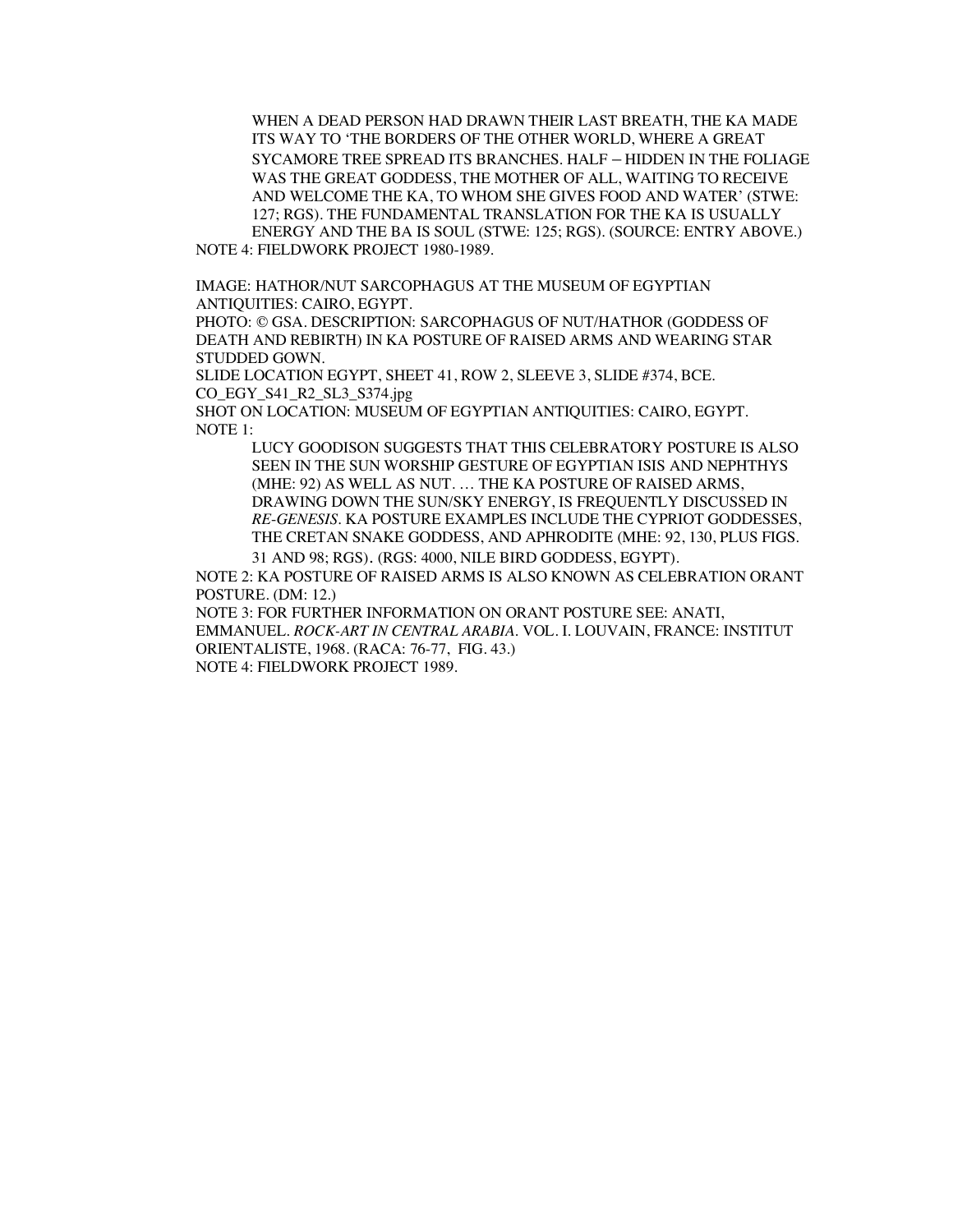WHEN A DEAD PERSON HAD DRAWN THEIR LAST BREATH, THE KA MADE ITS WAY TO 'THE BORDERS OF THE OTHER WORLD, WHERE A GREAT SYCAMORE TREE SPREAD ITS BRANCHES. HALF – HIDDEN IN THE FOLIAGE WAS THE GREAT GODDESS, THE MOTHER OF ALL, WAITING TO RECEIVE AND WELCOME THE KA, TO WHOM SHE GIVES FOOD AND WATER' (STWE: 127; RGS). THE FUNDAMENTAL TRANSLATION FOR THE KA IS USUALLY ENERGY AND THE BA IS SOUL (STWE: 125; RGS). (SOURCE: ENTRY ABOVE.)

NOTE 4: FIELDWORK PROJECT 1980-1989.

IMAGE: HATHOR/NUT SARCOPHAGUS AT THE MUSEUM OF EGYPTIAN ANTIQUITIES: CAIRO, EGYPT.
PHOTO: © GSA. DESCRIPTION: SARCOPHAGUS OF NUT/HATHOR (GODDESS OF DEATH AND REBIRTH) IN KA POSTURE OF RAISED ARMS AND WEARING STAR STUDDED GOWN.
SLIDE LOCATION EGYPT, SHEET 41, ROW 2, SLEEVE 3, SLIDE #374, BCE.
CO_EGY_S41_R2_SL3_S374.jpg
SHOT ON LOCATION: MUSEUM OF EGYPTIAN ANTIQUITIES: CAIRO, EGYPT.
NOTE 1:

LUCY GOODISON SUGGESTS THAT THIS CELEBRATORY POSTURE IS ALSO SEEN IN THE SUN WORSHIP GESTURE OF EGYPTIAN ISIS AND NEPHTHYS (MHE: 92) AS WELL AS NUT. … THE KA POSTURE OF RAISED ARMS, DRAWING DOWN THE SUN/SKY ENERGY, IS FREQUENTLY DISCUSSED IN *RE-GENESIS*. KA POSTURE EXAMPLES INCLUDE THE CYPRIOT GODDESSES, THE CRETAN SNAKE GODDESS, AND APHRODITE (MHE: 92, 130, PLUS FIGS. 31 AND 98; RGS). (RGS: 4000, NILE BIRD GODDESS, EGYPT).

NOTE 2: KA POSTURE OF RAISED ARMS IS ALSO KNOWN AS CELEBRATION ORANT POSTURE. (DM: 12.)
NOTE 3: FOR FURTHER INFORMATION ON ORANT POSTURE SEE: ANATI, EMMANUEL. *ROCK-ART IN CENTRAL ARABIA*. VOL. I. LOUVAIN, FRANCE: INSTITUT ORIENTALISTE, 1968. (RACA: 76-77, FIG. 43.)
NOTE 4: FIELDWORK PROJECT 1989.